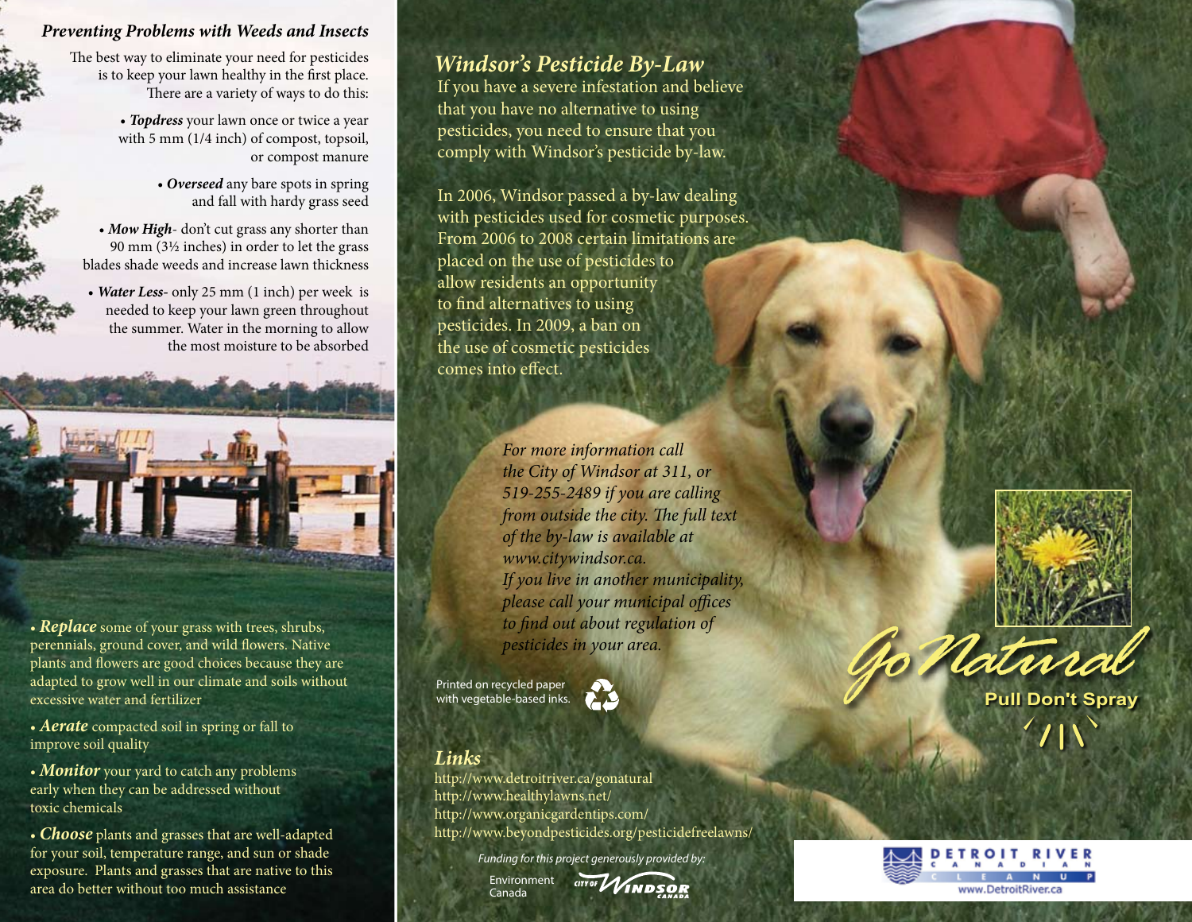## *Preventing Problems with Weeds and Insects*

The best way to eliminate your need for pesticides is to keep your lawn healthy in the first place. There are a variety of ways to do this:

- ***Topdress*** your lawn once or twice a year with 5 mm (1/4 inch) of compost, topsoil, or compost manure
- ***Overseed*** any bare spots in spring and fall with hardy grass seed
- ***Mow High***- don't cut grass any shorter than 90 mm (3½ inches) in order to let the grass blades shade weeds and increase lawn thickness
- ***Water Less***- only 25 mm (1 inch) per week is needed to keep your lawn green throughout the summer. Water in the morning to allow the most moisture to be absorbed
- ***Replace*** some of your grass with trees, shrubs, perennials, ground cover, and wild flowers. Native plants and flowers are good choices because they are adapted to grow well in our climate and soils without excessive water and fertilizer
- ***Aerate*** compacted soil in spring or fall to improve soil quality
- ***Monitor*** your yard to catch any problems early when they can be addressed without toxic chemicals
- ***Choose*** plants and grasses that are well-adapted for your soil, temperature range, and sun or shade exposure. Plants and grasses that are native to this area do better without too much assistance

## *Windsor's Pesticide By-Law*

If you have a severe infestation and believe that you have no alternative to using pesticides, you need to ensure that you comply with Windsor's pesticide by-law.

In 2006, Windsor passed a by-law dealing with pesticides used for cosmetic purposes. From 2006 to 2008 certain limitations are placed on the use of pesticides to allow residents an opportunity to find alternatives to using pesticides. In 2009, a ban on the use of cosmetic pesticides comes into effect.

*For more information call the City of Windsor at 311, or 519-255-2489 if you are calling from outside the city. The full text of the by-law is available at www.citywindsor.ca. If you live in another municipality, please call your municipal offices to find out about regulation of pesticides in your area.*

Printed on recycled paper with vegetable-based inks.

## *Links*

http://www.detroitriver.ca/gonatural
http://www.healthylawns.net/
http://www.organicgardentips.com/
http://www.beyondpesticides.org/pesticidefreelawns/

*Funding for this project generously provided by:*

Environment Canada

City of Windsor Canada

# *Go Natural*

**Pull Don't Spray**

DETROIT RIVER CANADIAN CLEANUP
www.DetroitRiver.ca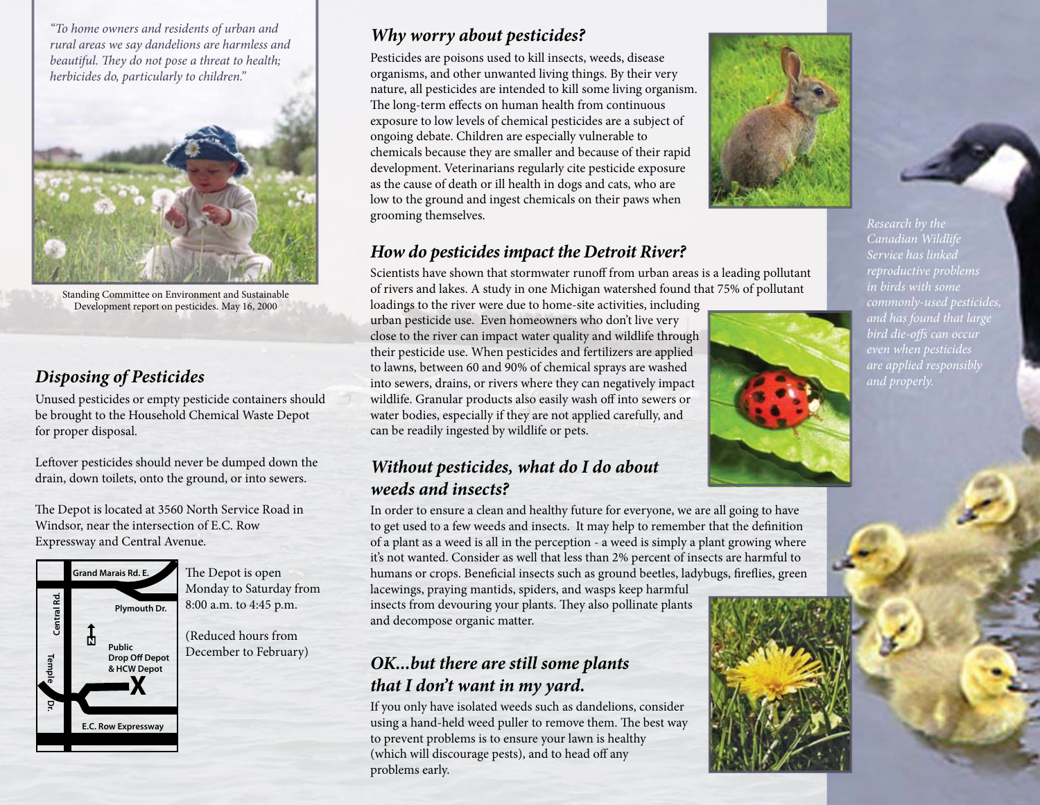*"To home owners and residents of urban and rural areas we say dandelions are harmless and beautiful. They do not pose a threat to health; herbicides do, particularly to children."*

Standing Committee on Environment and Sustainable Development report on pesticides. May 16, 2000

## *Disposing of Pesticides*

Unused pesticides or empty pesticide containers should be brought to the Household Chemical Waste Depot for proper disposal.

Leftover pesticides should never be dumped down the drain, down toilets, onto the ground, or into sewers.

The Depot is located at 3560 North Service Road in Windsor, near the intersection of E.C. Row Expressway and Central Avenue.

Grand Marais Rd. E.
Plymouth Dr.
Central Rd.
N
Public Drop Off Depot & HCW Depot
X
Temple Dr.
E.C. Row Expressway

The Depot is open Monday to Saturday from 8:00 a.m. to 4:45 p.m.

(Reduced hours from December to February)

## *Why worry about pesticides?*

Pesticides are poisons used to kill insects, weeds, disease organisms, and other unwanted living things. By their very nature, all pesticides are intended to kill some living organism. The long-term effects on human health from continuous exposure to low levels of chemical pesticides are a subject of ongoing debate. Children are especially vulnerable to chemicals because they are smaller and because of their rapid development. Veterinarians regularly cite pesticide exposure as the cause of death or ill health in dogs and cats, who are low to the ground and ingest chemicals on their paws when grooming themselves.

## *How do pesticides impact the Detroit River?*

Scientists have shown that stormwater runoff from urban areas is a leading pollutant of rivers and lakes. A study in one Michigan watershed found that 75% of pollutant loadings to the river were due to home-site activities, including urban pesticide use. Even homeowners who don't live very close to the river can impact water quality and wildlife through their pesticide use. When pesticides and fertilizers are applied to lawns, between 60 and 90% of chemical sprays are washed into sewers, drains, or rivers where they can negatively impact wildlife. Granular products also easily wash off into sewers or water bodies, especially if they are not applied carefully, and can be readily ingested by wildlife or pets.

## *Without pesticides, what do I do about weeds and insects?*

In order to ensure a clean and healthy future for everyone, we are all going to have to get used to a few weeds and insects. It may help to remember that the definition of a plant as a weed is all in the perception - a weed is simply a plant growing where it's not wanted. Consider as well that less than 2% percent of insects are harmful to humans or crops. Beneficial insects such as ground beetles, ladybugs, fireflies, green lacewings, praying mantids, spiders, and wasps keep harmful insects from devouring your plants. They also pollinate plants and decompose organic matter.

## *OK...but there are still some plants that I don't want in my yard.*

If you only have isolated weeds such as dandelions, consider using a hand-held weed puller to remove them. The best way to prevent problems is to ensure your lawn is healthy (which will discourage pests), and to head off any problems early.

*Research by the Canadian Wildlife Service has linked reproductive problems in birds with some commonly-used pesticides, and has found that large bird die-offs can occur even when pesticides are applied responsibly and properly.*